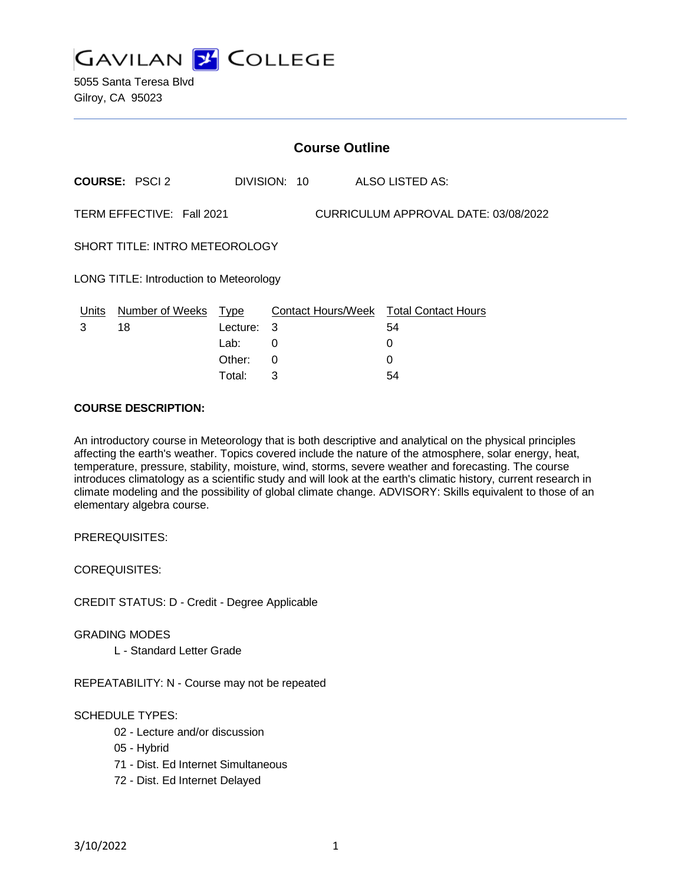# GAVILAN COLLEGE

5055 Santa Teresa Blvd
Gilroy, CA 95023

## Course Outline

**COURSE:** PSCI 2 DIVISION: 10 ALSO LISTED AS:

TERM EFFECTIVE: Fall 2021 CURRICULUM APPROVAL DATE: 03/08/2022

SHORT TITLE: INTRO METEOROLOGY

LONG TITLE: Introduction to Meteorology

| Units | Number of Weeks | Type | Contact Hours/Week | Total Contact Hours |
|---|---|---|---|---|
| 3 | 18 | Lecture: | 3 | 54 |
| | | Lab: | 0 | 0 |
| | | Other: | 0 | 0 |
| | | Total: | 3 | 54 |

**COURSE DESCRIPTION:**

An introductory course in Meteorology that is both descriptive and analytical on the physical principles affecting the earth's weather. Topics covered include the nature of the atmosphere, solar energy, heat, temperature, pressure, stability, moisture, wind, storms, severe weather and forecasting. The course introduces climatology as a scientific study and will look at the earth's climatic history, current research in climate modeling and the possibility of global climate change. ADVISORY: Skills equivalent to those of an elementary algebra course.

PREREQUISITES:

COREQUISITES:

CREDIT STATUS: D - Credit - Degree Applicable

GRADING MODES

- L - Standard Letter Grade

REPEATABILITY: N - Course may not be repeated

SCHEDULE TYPES:

- 02 - Lecture and/or discussion
- 05 - Hybrid
- 71 - Dist. Ed Internet Simultaneous
- 72 - Dist. Ed Internet Delayed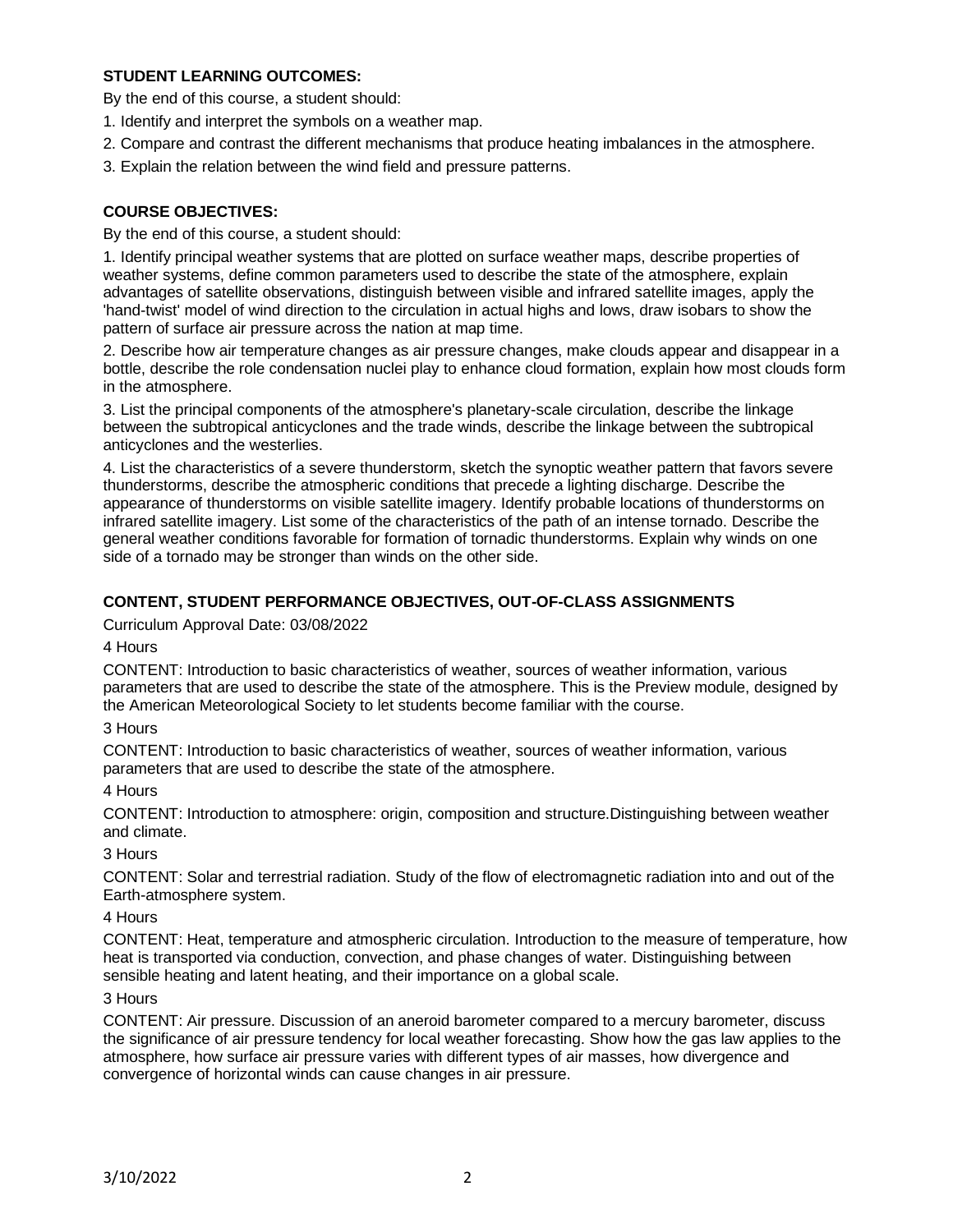**STUDENT LEARNING OUTCOMES:**

By the end of this course, a student should:

1. Identify and interpret the symbols on a weather map.
2. Compare and contrast the different mechanisms that produce heating imbalances in the atmosphere.
3. Explain the relation between the wind field and pressure patterns.

**COURSE OBJECTIVES:**

By the end of this course, a student should:

1. Identify principal weather systems that are plotted on surface weather maps, describe properties of weather systems, define common parameters used to describe the state of the atmosphere, explain advantages of satellite observations, distinguish between visible and infrared satellite images, apply the 'hand-twist' model of wind direction to the circulation in actual highs and lows, draw isobars to show the pattern of surface air pressure across the nation at map time.
2. Describe how air temperature changes as air pressure changes, make clouds appear and disappear in a bottle, describe the role condensation nuclei play to enhance cloud formation, explain how most clouds form in the atmosphere.
3. List the principal components of the atmosphere's planetary-scale circulation, describe the linkage between the subtropical anticyclones and the trade winds, describe the linkage between the subtropical anticyclones and the westerlies.
4. List the characteristics of a severe thunderstorm, sketch the synoptic weather pattern that favors severe thunderstorms, describe the atmospheric conditions that precede a lighting discharge. Describe the appearance of thunderstorms on visible satellite imagery. Identify probable locations of thunderstorms on infrared satellite imagery. List some of the characteristics of the path of an intense tornado. Describe the general weather conditions favorable for formation of tornadic thunderstorms. Explain why winds on one side of a tornado may be stronger than winds on the other side.

**CONTENT, STUDENT PERFORMANCE OBJECTIVES, OUT-OF-CLASS ASSIGNMENTS**

Curriculum Approval Date: 03/08/2022

4 Hours

CONTENT: Introduction to basic characteristics of weather, sources of weather information, various parameters that are used to describe the state of the atmosphere. This is the Preview module, designed by the American Meteorological Society to let students become familiar with the course.

3 Hours

CONTENT: Introduction to basic characteristics of weather, sources of weather information, various parameters that are used to describe the state of the atmosphere.

4 Hours

CONTENT: Introduction to atmosphere: origin, composition and structure.Distinguishing between weather and climate.

3 Hours

CONTENT: Solar and terrestrial radiation. Study of the flow of electromagnetic radiation into and out of the Earth-atmosphere system.

4 Hours

CONTENT: Heat, temperature and atmospheric circulation. Introduction to the measure of temperature, how heat is transported via conduction, convection, and phase changes of water. Distinguishing between sensible heating and latent heating, and their importance on a global scale.

3 Hours

CONTENT: Air pressure. Discussion of an aneroid barometer compared to a mercury barometer, discuss the significance of air pressure tendency for local weather forecasting. Show how the gas law applies to the atmosphere, how surface air pressure varies with different types of air masses, how divergence and convergence of horizontal winds can cause changes in air pressure.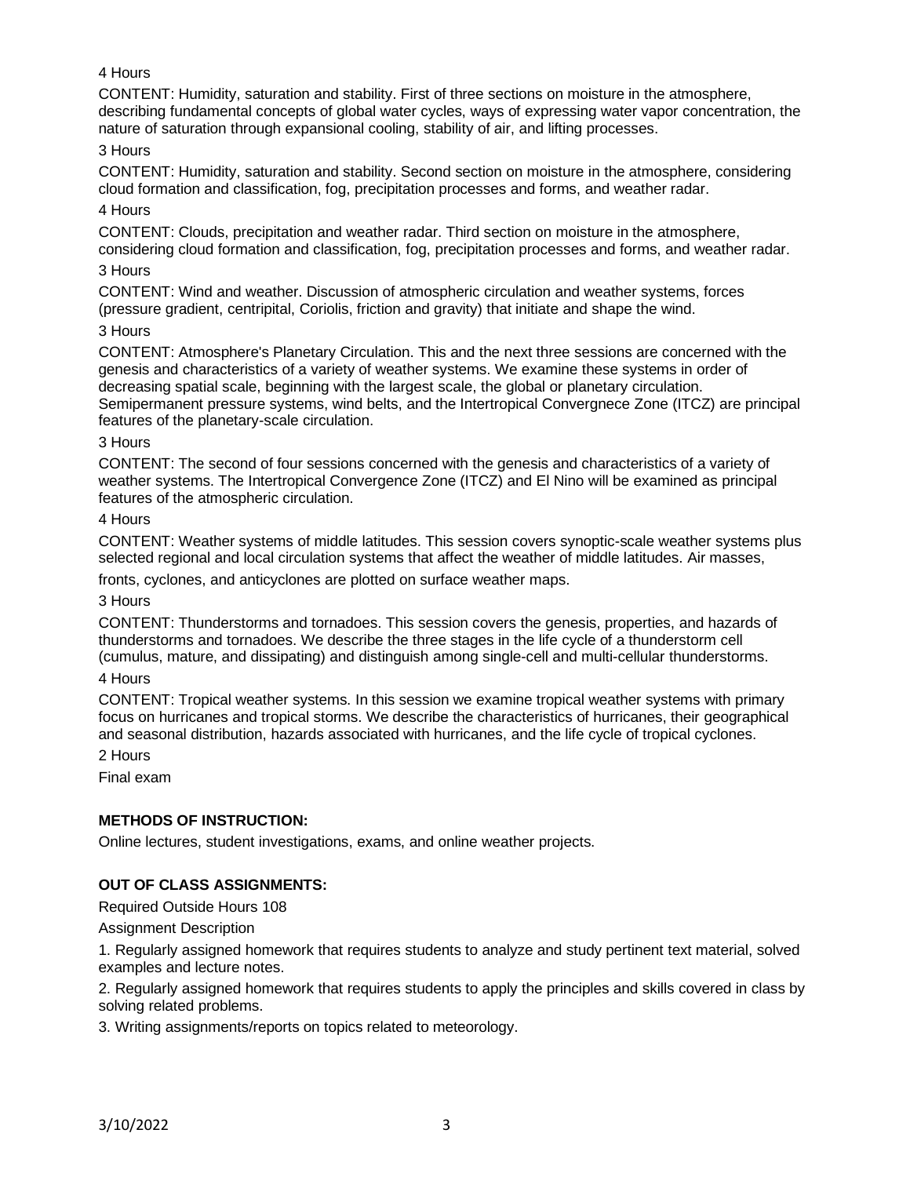4 Hours

CONTENT: Humidity, saturation and stability. First of three sections on moisture in the atmosphere, describing fundamental concepts of global water cycles, ways of expressing water vapor concentration, the nature of saturation through expansional cooling, stability of air, and lifting processes.

3 Hours

CONTENT: Humidity, saturation and stability. Second section on moisture in the atmosphere, considering cloud formation and classification, fog, precipitation processes and forms, and weather radar.

4 Hours

CONTENT: Clouds, precipitation and weather radar. Third section on moisture in the atmosphere, considering cloud formation and classification, fog, precipitation processes and forms, and weather radar.

3 Hours

CONTENT: Wind and weather. Discussion of atmospheric circulation and weather systems, forces (pressure gradient, centripital, Coriolis, friction and gravity) that initiate and shape the wind.

3 Hours

CONTENT: Atmosphere's Planetary Circulation. This and the next three sessions are concerned with the genesis and characteristics of a variety of weather systems. We examine these systems in order of decreasing spatial scale, beginning with the largest scale, the global or planetary circulation. Semipermanent pressure systems, wind belts, and the Intertropical Convergnece Zone (ITCZ) are principal features of the planetary-scale circulation.

3 Hours

CONTENT: The second of four sessions concerned with the genesis and characteristics of a variety of weather systems. The Intertropical Convergence Zone (ITCZ) and El Nino will be examined as principal features of the atmospheric circulation.

4 Hours

CONTENT: Weather systems of middle latitudes. This session covers synoptic-scale weather systems plus selected regional and local circulation systems that affect the weather of middle latitudes. Air masses, fronts, cyclones, and anticyclones are plotted on surface weather maps.

3 Hours

CONTENT: Thunderstorms and tornadoes. This session covers the genesis, properties, and hazards of thunderstorms and tornadoes. We describe the three stages in the life cycle of a thunderstorm cell (cumulus, mature, and dissipating) and distinguish among single-cell and multi-cellular thunderstorms.

4 Hours

CONTENT: Tropical weather systems. In this session we examine tropical weather systems with primary focus on hurricanes and tropical storms. We describe the characteristics of hurricanes, their geographical and seasonal distribution, hazards associated with hurricanes, and the life cycle of tropical cyclones.

2 Hours

Final exam

## METHODS OF INSTRUCTION:

Online lectures, student investigations, exams, and online weather projects.

## OUT OF CLASS ASSIGNMENTS:

Required Outside Hours 108

Assignment Description

1. Regularly assigned homework that requires students to analyze and study pertinent text material, solved examples and lecture notes.
2. Regularly assigned homework that requires students to apply the principles and skills covered in class by solving related problems.
3. Writing assignments/reports on topics related to meteorology.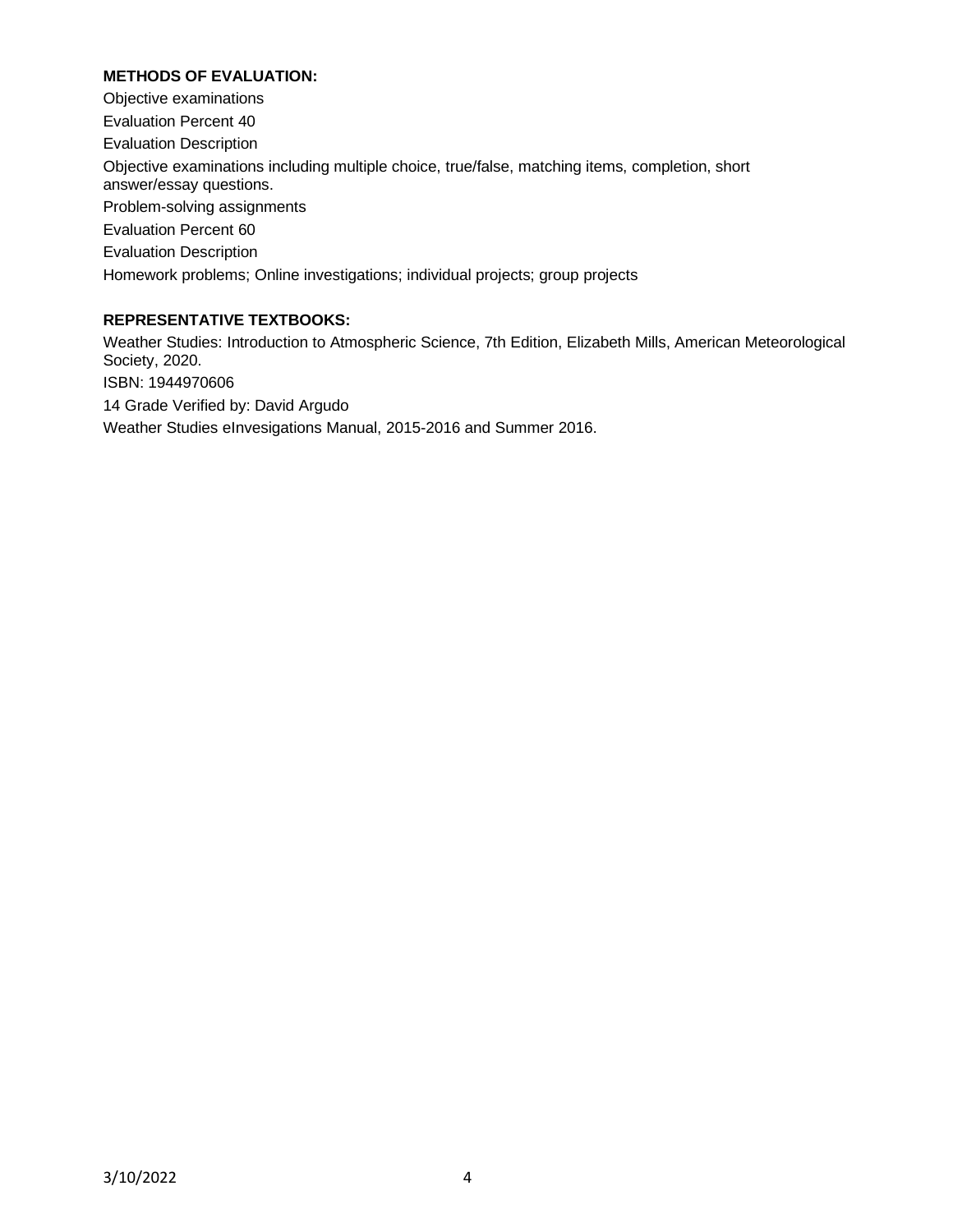**METHODS OF EVALUATION:**

Objective examinations

Evaluation Percent 40

Evaluation Description

Objective examinations including multiple choice, true/false, matching items, completion, short answer/essay questions.

Problem-solving assignments

Evaluation Percent 60

Evaluation Description

Homework problems; Online investigations; individual projects; group projects

**REPRESENTATIVE TEXTBOOKS:**

Weather Studies: Introduction to Atmospheric Science, 7th Edition, Elizabeth Mills, American Meteorological Society, 2020.

ISBN: 1944970606

14 Grade Verified by: David Argudo

Weather Studies eInvesigations Manual, 2015-2016 and Summer 2016.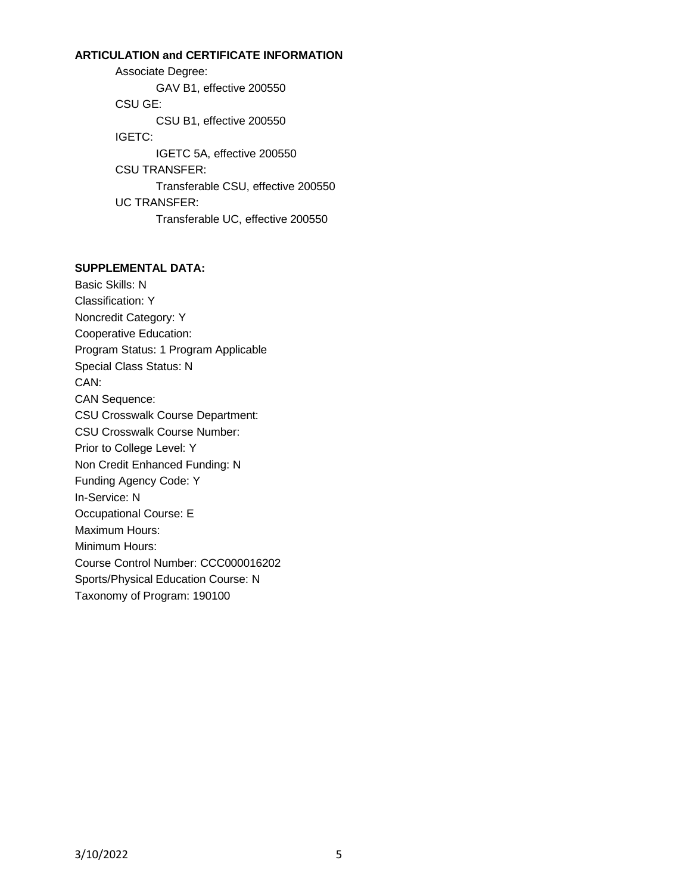**ARTICULATION and CERTIFICATE INFORMATION**

Associate Degree:

GAV B1, effective 200550

CSU GE:

CSU B1, effective 200550

IGETC:

IGETC 5A, effective 200550

CSU TRANSFER:

Transferable CSU, effective 200550

UC TRANSFER:

Transferable UC, effective 200550

**SUPPLEMENTAL DATA:**

Basic Skills: N
Classification: Y
Noncredit Category: Y
Cooperative Education:
Program Status: 1 Program Applicable
Special Class Status: N
CAN:
CAN Sequence:
CSU Crosswalk Course Department:
CSU Crosswalk Course Number:
Prior to College Level: Y
Non Credit Enhanced Funding: N
Funding Agency Code: Y
In-Service: N
Occupational Course: E
Maximum Hours:
Minimum Hours:
Course Control Number: CCC000016202
Sports/Physical Education Course: N
Taxonomy of Program: 190100